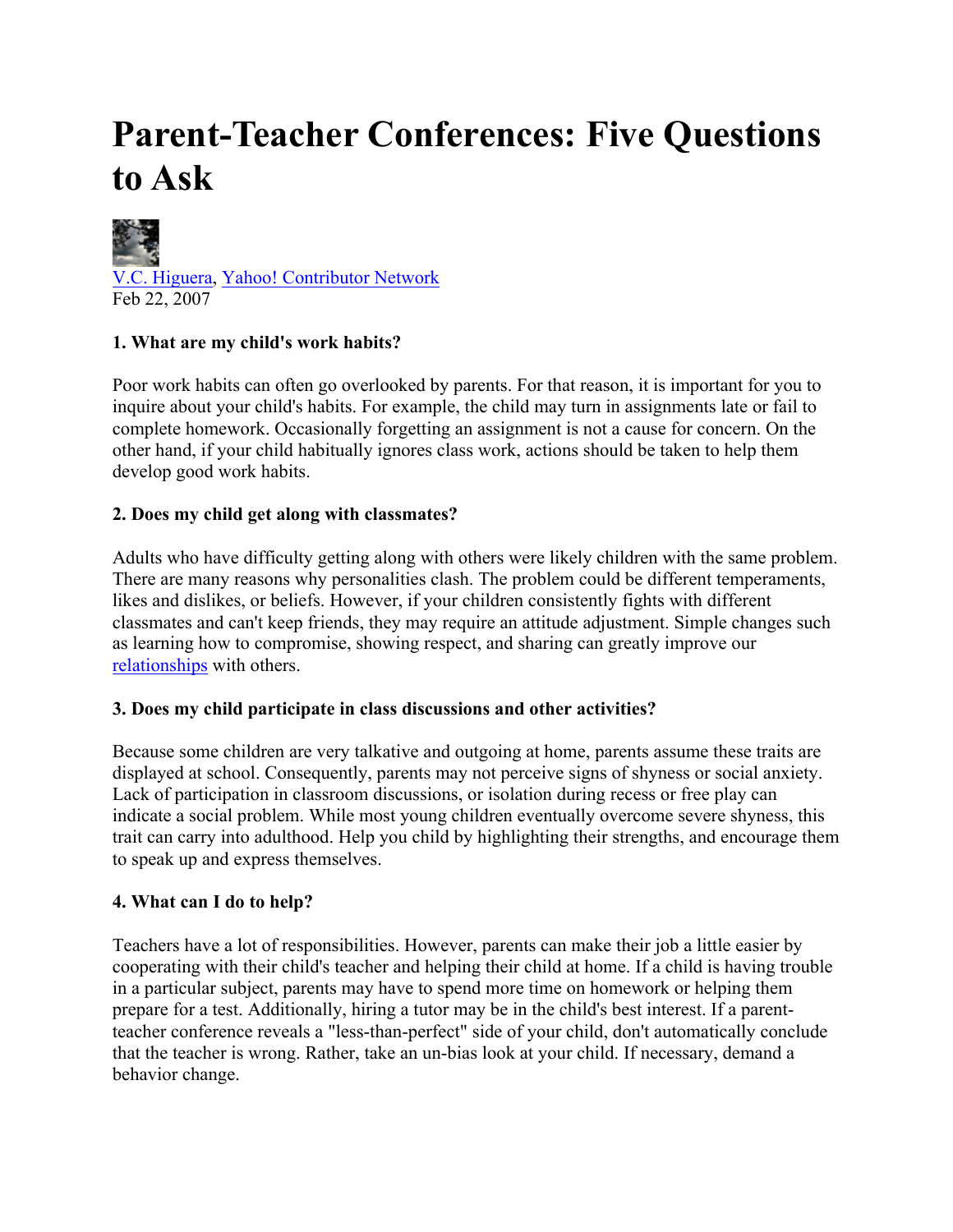# Parent-Teacher Conferences: Five Questions to Ask

[V.C. Higuera](), [Yahoo! Contributor Network]()
Feb 22, 2007

**1. What are my child's work habits?**

Poor work habits can often go overlooked by parents. For that reason, it is important for you to inquire about your child's habits. For example, the child may turn in assignments late or fail to complete homework. Occasionally forgetting an assignment is not a cause for concern. On the other hand, if your child habitually ignores class work, actions should be taken to help them develop good work habits.

**2. Does my child get along with classmates?**

Adults who have difficulty getting along with others were likely children with the same problem. There are many reasons why personalities clash. The problem could be different temperaments, likes and dislikes, or beliefs. However, if your children consistently fights with different classmates and can't keep friends, they may require an attitude adjustment. Simple changes such as learning how to compromise, showing respect, and sharing can greatly improve our [relationships]() with others.

**3. Does my child participate in class discussions and other activities?**

Because some children are very talkative and outgoing at home, parents assume these traits are displayed at school. Consequently, parents may not perceive signs of shyness or social anxiety. Lack of participation in classroom discussions, or isolation during recess or free play can indicate a social problem. While most young children eventually overcome severe shyness, this trait can carry into adulthood. Help you child by highlighting their strengths, and encourage them to speak up and express themselves.

**4. What can I do to help?**

Teachers have a lot of responsibilities. However, parents can make their job a little easier by cooperating with their child's teacher and helping their child at home. If a child is having trouble in a particular subject, parents may have to spend more time on homework or helping them prepare for a test. Additionally, hiring a tutor may be in the child's best interest. If a parent-teacher conference reveals a "less-than-perfect" side of your child, don't automatically conclude that the teacher is wrong. Rather, take an un-bias look at your child. If necessary, demand a behavior change.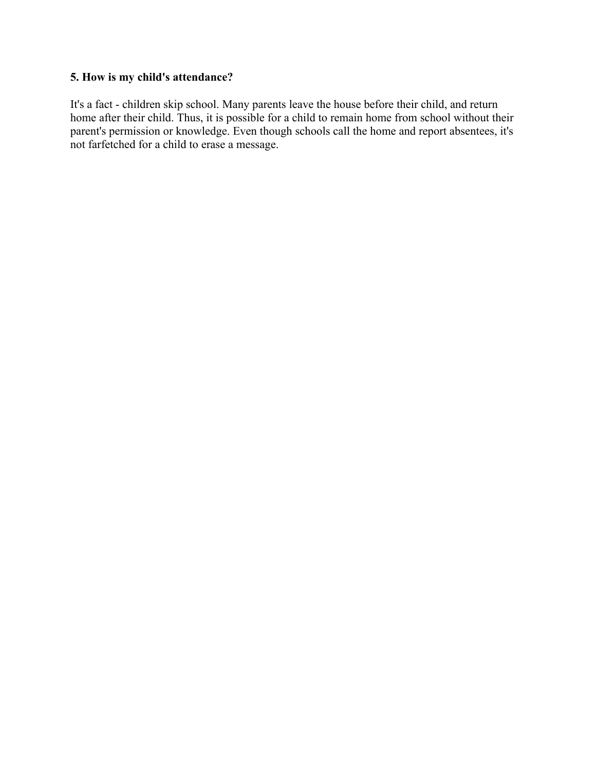**5. How is my child's attendance?**

It's a fact - children skip school. Many parents leave the house before their child, and return home after their child. Thus, it is possible for a child to remain home from school without their parent's permission or knowledge. Even though schools call the home and report absentees, it's not farfetched for a child to erase a message.